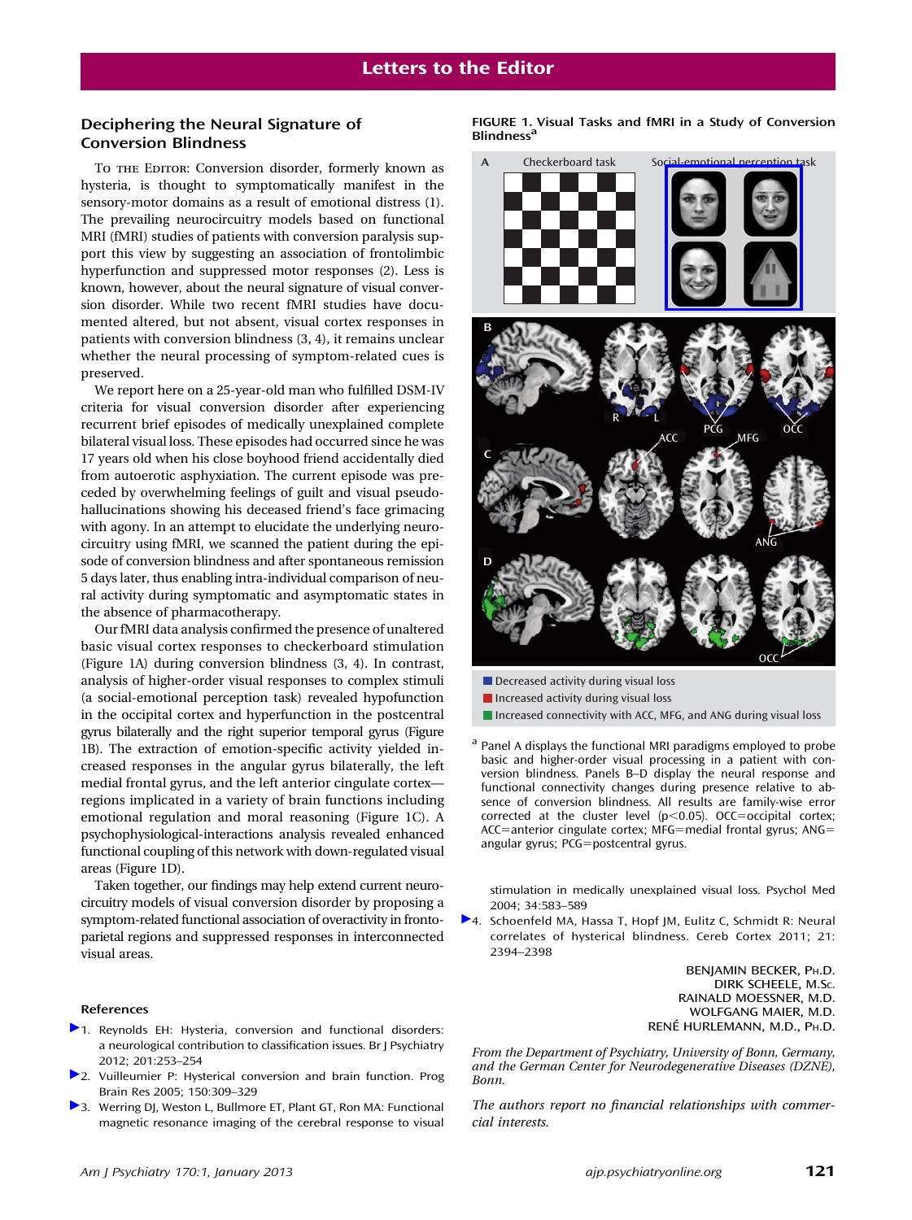# Letters to the Editor

## Deciphering the Neural Signature of Conversion Blindness

To THE EDITOR: Conversion disorder, formerly known as hysteria, is thought to symptomatically manifest in the sensory-motor domains as a result of emotional distress (1). The prevailing neurocircuitry models based on functional MRI (fMRI) studies of patients with conversion paralysis support this view by suggesting an association of frontolimbic hyperfunction and suppressed motor responses (2). Less is known, however, about the neural signature of visual conversion disorder. While two recent fMRI studies have documented altered, but not absent, visual cortex responses in patients with conversion blindness (3, 4), it remains unclear whether the neural processing of symptom-related cues is preserved.

We report here on a 25-year-old man who fulfilled DSM-IV criteria for visual conversion disorder after experiencing recurrent brief episodes of medically unexplained complete bilateral visual loss. These episodes had occurred since he was 17 years old when his close boyhood friend accidentally died from autoerotic asphyxiation. The current episode was preceded by overwhelming feelings of guilt and visual pseudohallucinations showing his deceased friend's face grimacing with agony. In an attempt to elucidate the underlying neurocircuitry using fMRI, we scanned the patient during the episode of conversion blindness and after spontaneous remission 5 days later, thus enabling intra-individual comparison of neural activity during symptomatic and asymptomatic states in the absence of pharmacotherapy.

Our fMRI data analysis confirmed the presence of unaltered basic visual cortex responses to checkerboard stimulation (Figure 1A) during conversion blindness (3, 4). In contrast, analysis of higher-order visual responses to complex stimuli (a social-emotional perception task) revealed hypofunction in the occipital cortex and hyperfunction in the postcentral gyrus bilaterally and the right superior temporal gyrus (Figure 1B). The extraction of emotion-specific activity yielded increased responses in the angular gyrus bilaterally, the left medial frontal gyrus, and the left anterior cingulate cortex—regions implicated in a variety of brain functions including emotional regulation and moral reasoning (Figure 1C). A psychophysiological-interactions analysis revealed enhanced functional coupling of this network with down-regulated visual areas (Figure 1D).

Taken together, our findings may help extend current neurocircuitry models of visual conversion disorder by proposing a symptom-related functional association of overactivity in frontoparietal regions and suppressed responses in interconnected visual areas.

**FIGURE 1. Visual Tasks and fMRI in a Study of Conversion Blindness[a]**

Decreased activity during visual loss
Increased activity during visual loss
Increased connectivity with ACC, MFG, and ANG during visual loss

[a] Panel A displays the functional MRI paradigms employed to probe basic and higher-order visual processing in a patient with conversion blindness. Panels B–D display the neural response and functional connectivity changes during presence relative to absence of conversion blindness. All results are family-wise error corrected at the cluster level ($p<0.05$). OCC=occipital cortex; ACC=anterior cingulate cortex; MFG=medial frontal gyrus; ANG=angular gyrus; PCG=postcentral gyrus.

### References

1. Reynolds EH: Hysteria, conversion and functional disorders: a neurological contribution to classification issues. Br J Psychiatry 2012; 201:253–254
2. Vuilleumier P: Hysterical conversion and brain function. Prog Brain Res 2005; 150:309–329
3. Werring DJ, Weston L, Bullmore ET, Plant GT, Ron MA: Functional magnetic resonance imaging of the cerebral response to visual stimulation in medically unexplained visual loss. Psychol Med 2004; 34:583–589
4. Schoenfeld MA, Hassa T, Hopf JM, Eulitz C, Schmidt R: Neural correlates of hysterical blindness. Cereb Cortex 2011; 21: 2394–2398

BENJAMIN BECKER, PH.D.
DIRK SCHEELE, M.SC.
RAINALD MOESSNER, M.D.
WOLFGANG MAIER, M.D.
RENÉ HURLEMANN, M.D., PH.D.

*From the Department of Psychiatry, University of Bonn, Germany, and the German Center for Neurodegenerative Diseases (DZNE), Bonn.*

*The authors report no financial relationships with commercial interests.*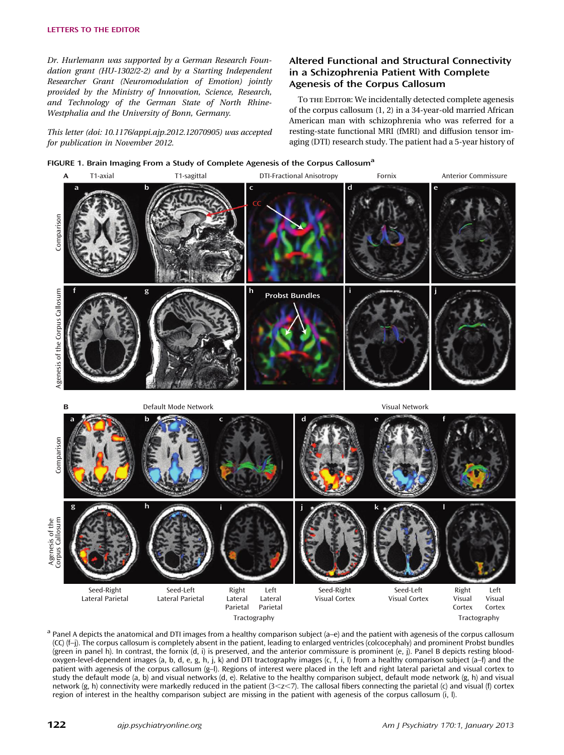*Dr. Hurlemann was supported by a German Research Foundation grant (HU-1302/2-2) and by a Starting Independent Researcher Grant (Neuromodulation of Emotion) jointly provided by the Ministry of Innovation, Science, Research, and Technology of the German State of North Rhine-Westphalia and the University of Bonn, Germany.*

*This letter (doi: 10.1176/appi.ajp.2012.12070905) was accepted for publication in November 2012.*

## Altered Functional and Structural Connectivity in a Schizophrenia Patient With Complete Agenesis of the Corpus Callosum

To the Editor: We incidentally detected complete agenesis of the corpus callosum (1, 2) in a 34-year-old married African American man with schizophrenia who was referred for a resting-state functional MRI (fMRI) and diffusion tensor imaging (DTI) research study. The patient had a 5-year history of

**FIGURE 1. Brain Imaging From a Study of Complete Agenesis of the Corpus Callosum[a]**

A
T1-axial
T1-sagittal
DTI-Fractional Anisotropy
Fornix
Anterior Commissure
Comparison
Agenesis of the Corpus Callosum
CC
Probst Bundles

B
Default Mode Network
Visual Network
Comparison
Agenesis of the Corpus Callosum
Seed-Right Lateral Parietal
Seed-Left Lateral Parietal
Right Lateral Parietal
Left Lateral Parietal
Tractography
Seed-Right Visual Cortex
Seed-Left Visual Cortex
Right Visual Cortex
Left Visual Cortex
Tractography

[a] Panel A depicts the anatomical and DTI images from a healthy comparison subject (a–e) and the patient with agenesis of the corpus callosum (CC) (f–j). The corpus callosum is completely absent in the patient, leading to enlarged ventricles (colcocephaly) and prominent Probst bundles (green in panel h). In contrast, the fornix (d, i) is preserved, and the anterior commissure is prominent (e, j). Panel B depicts resting blood-oxygen-level-dependent images (a, b, d, e, g, h, j, k) and DTI tractography images (c, f, i, l) from a healthy comparison subject (a–f) and the patient with agenesis of the corpus callosum (g–l). Regions of interest were placed in the left and right lateral parietal and visual cortex to study the default mode (a, b) and visual networks (d, e). Relative to the healthy comparison subject, default mode network (g, h) and visual network (g, h) connectivity were markedly reduced in the patient ($3<z<7$). The callosal fibers connecting the parietal (c) and visual (f) cortex region of interest in the healthy comparison subject are missing in the patient with agenesis of the corpus callosum (i, l).